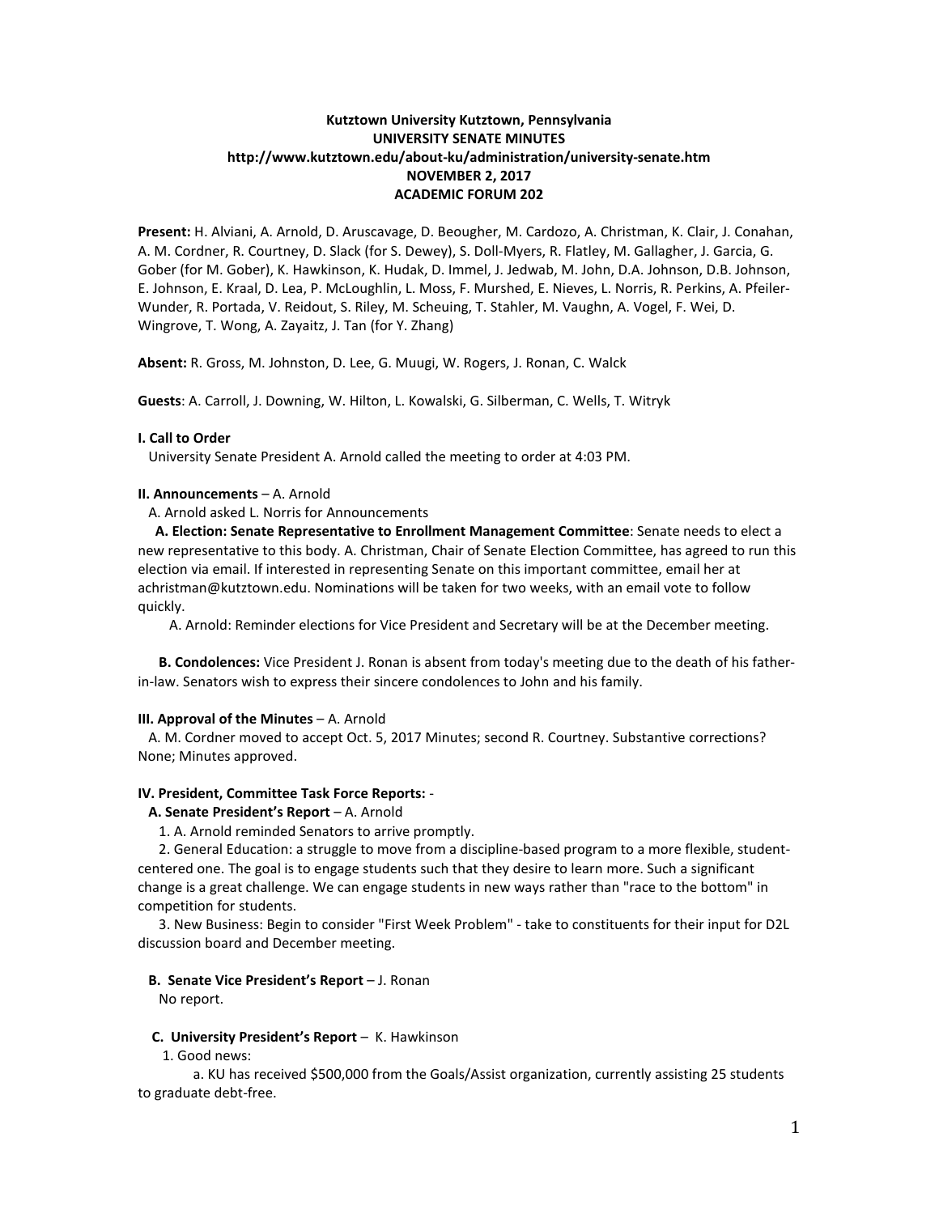**Kutztown University Kutztown, Pennsylvania**
**UNIVERSITY SENATE MINUTES**
**http://www.kutztown.edu/about-ku/administration/university-senate.htm**
**NOVEMBER 2, 2017**
**ACADEMIC FORUM 202**

**Present:** H. Alviani, A. Arnold, D. Aruscavage, D. Beougher, M. Cardozo, A. Christman, K. Clair, J. Conahan, A. M. Cordner, R. Courtney, D. Slack (for S. Dewey), S. Doll-Myers, R. Flatley, M. Gallagher, J. Garcia, G. Gober (for M. Gober), K. Hawkinson, K. Hudak, D. Immel, J. Jedwab, M. John, D.A. Johnson, D.B. Johnson, E. Johnson, E. Kraal, D. Lea, P. McLoughlin, L. Moss, F. Murshed, E. Nieves, L. Norris, R. Perkins, A. Pfeiler-Wunder, R. Portada, V. Reidout, S. Riley, M. Scheuing, T. Stahler, M. Vaughn, A. Vogel, F. Wei, D. Wingrove, T. Wong, A. Zayaitz, J. Tan (for Y. Zhang)

**Absent:** R. Gross, M. Johnston, D. Lee, G. Muugi, W. Rogers, J. Ronan, C. Walck

**Guests**: A. Carroll, J. Downing, W. Hilton, L. Kowalski, G. Silberman, C. Wells, T. Witryk

**I. Call to Order**

University Senate President A. Arnold called the meeting to order at 4:03 PM.

**II. Announcements** – A. Arnold

A. Arnold asked L. Norris for Announcements

**A. Election: Senate Representative to Enrollment Management Committee**: Senate needs to elect a new representative to this body. A. Christman, Chair of Senate Election Committee, has agreed to run this election via email. If interested in representing Senate on this important committee, email her at achristman@kutztown.edu. Nominations will be taken for two weeks, with an email vote to follow quickly.

A. Arnold: Reminder elections for Vice President and Secretary will be at the December meeting.

**B. Condolences:** Vice President J. Ronan is absent from today's meeting due to the death of his father-in-law. Senators wish to express their sincere condolences to John and his family.

**III. Approval of the Minutes** – A. Arnold

A. M. Cordner moved to accept Oct. 5, 2017 Minutes; second R. Courtney. Substantive corrections? None; Minutes approved.

**IV. President, Committee Task Force Reports:** -

**A. Senate President's Report** – A. Arnold

1. A. Arnold reminded Senators to arrive promptly.

2. General Education: a struggle to move from a discipline-based program to a more flexible, student-centered one. The goal is to engage students such that they desire to learn more. Such a significant change is a great challenge. We can engage students in new ways rather than "race to the bottom" in competition for students.

3. New Business: Begin to consider "First Week Problem" - take to constituents for their input for D2L discussion board and December meeting.

**B. Senate Vice President's Report** – J. Ronan

No report.

**C. University President's Report** – K. Hawkinson

1. Good news:

a. KU has received $500,000 from the Goals/Assist organization, currently assisting 25 students to graduate debt-free.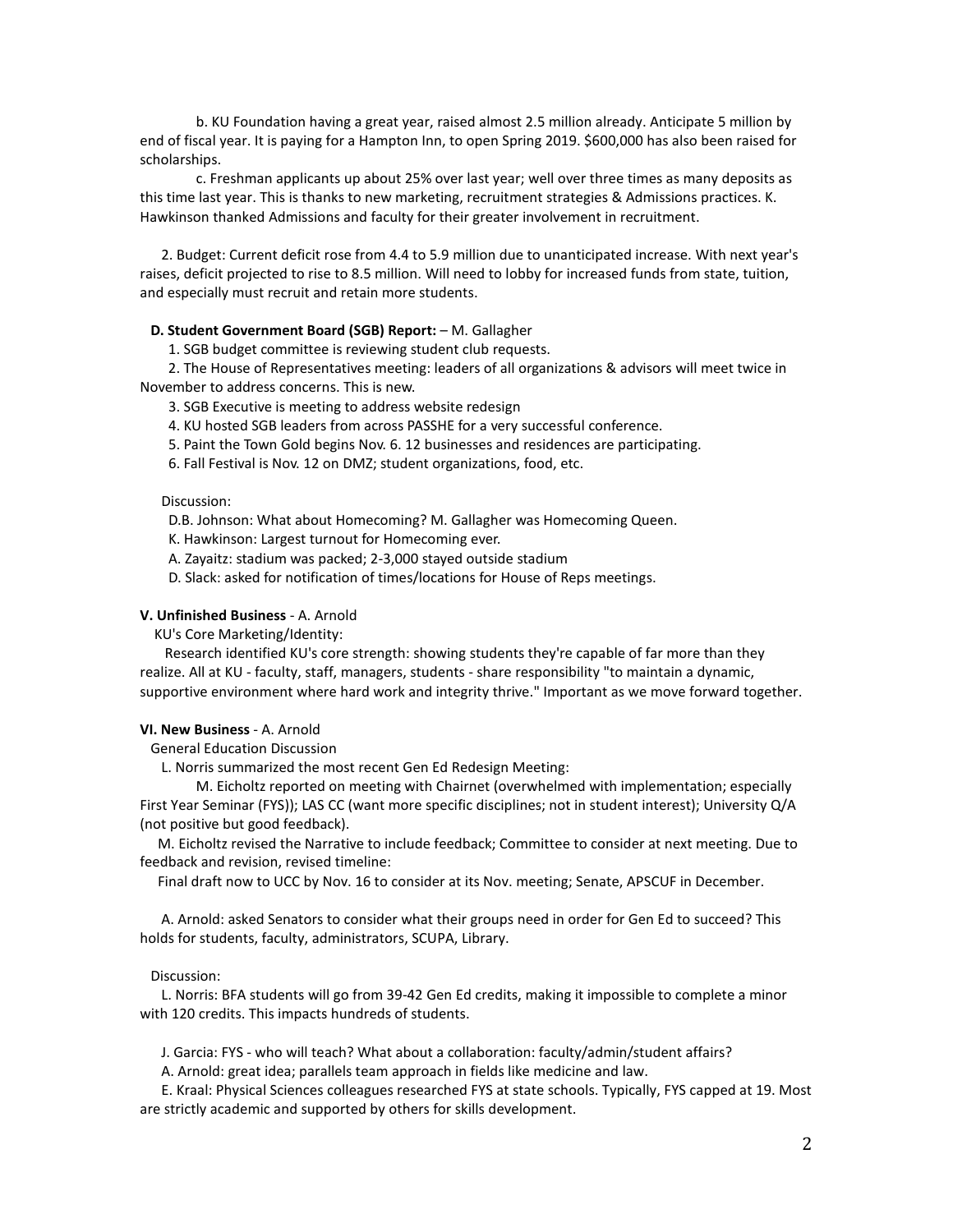b. KU Foundation having a great year, raised almost 2.5 million already. Anticipate 5 million by end of fiscal year. It is paying for a Hampton Inn, to open Spring 2019. $600,000 has also been raised for scholarships.

c. Freshman applicants up about 25% over last year; well over three times as many deposits as this time last year. This is thanks to new marketing, recruitment strategies & Admissions practices. K. Hawkinson thanked Admissions and faculty for their greater involvement in recruitment.

2. Budget: Current deficit rose from 4.4 to 5.9 million due to unanticipated increase. With next year's raises, deficit projected to rise to 8.5 million. Will need to lobby for increased funds from state, tuition, and especially must recruit and retain more students.

**D. Student Government Board (SGB) Report:** – M. Gallagher

1. SGB budget committee is reviewing student club requests.
2. The House of Representatives meeting: leaders of all organizations & advisors will meet twice in November to address concerns. This is new.
3. SGB Executive is meeting to address website redesign
4. KU hosted SGB leaders from across PASSHE for a very successful conference.
5. Paint the Town Gold begins Nov. 6. 12 businesses and residences are participating.
6. Fall Festival is Nov. 12 on DMZ; student organizations, food, etc.

Discussion:

D.B. Johnson: What about Homecoming? M. Gallagher was Homecoming Queen.

K. Hawkinson: Largest turnout for Homecoming ever.

A. Zayaitz: stadium was packed; 2-3,000 stayed outside stadium

D. Slack: asked for notification of times/locations for House of Reps meetings.

**V. Unfinished Business** - A. Arnold

KU's Core Marketing/Identity:

Research identified KU's core strength: showing students they're capable of far more than they realize. All at KU - faculty, staff, managers, students - share responsibility "to maintain a dynamic, supportive environment where hard work and integrity thrive." Important as we move forward together.

**VI. New Business** - A. Arnold

General Education Discussion

L. Norris summarized the most recent Gen Ed Redesign Meeting:

M. Eicholtz reported on meeting with Chairnet (overwhelmed with implementation; especially First Year Seminar (FYS)); LAS CC (want more specific disciplines; not in student interest); University Q/A (not positive but good feedback).

M. Eicholtz revised the Narrative to include feedback; Committee to consider at next meeting. Due to feedback and revision, revised timeline:

Final draft now to UCC by Nov. 16 to consider at its Nov. meeting; Senate, APSCUF in December.

A. Arnold: asked Senators to consider what their groups need in order for Gen Ed to succeed? This holds for students, faculty, administrators, SCUPA, Library.

Discussion:

L. Norris: BFA students will go from 39-42 Gen Ed credits, making it impossible to complete a minor with 120 credits. This impacts hundreds of students.

J. Garcia: FYS - who will teach? What about a collaboration: faculty/admin/student affairs?

A. Arnold: great idea; parallels team approach in fields like medicine and law.

E. Kraal: Physical Sciences colleagues researched FYS at state schools. Typically, FYS capped at 19. Most are strictly academic and supported by others for skills development.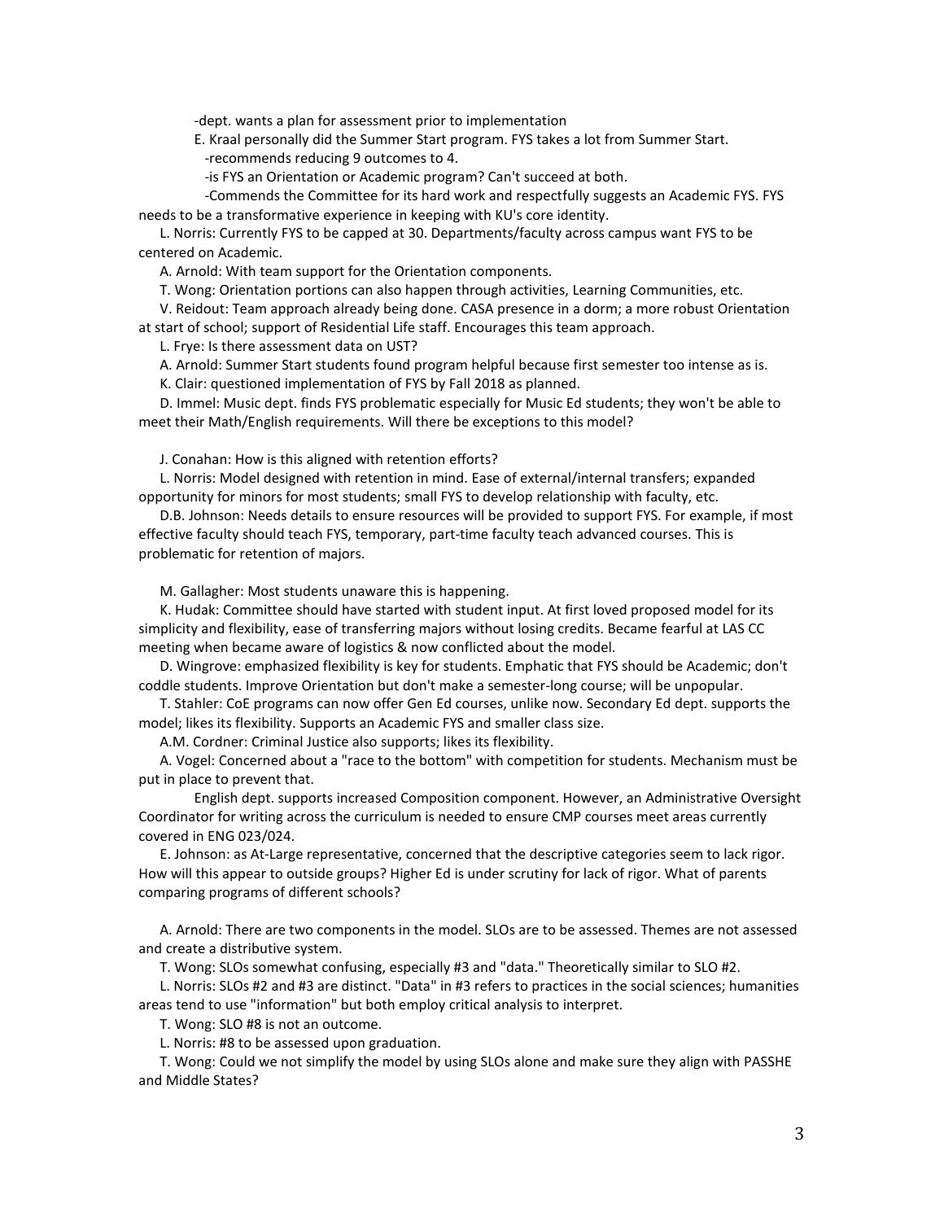-dept. wants a plan for assessment prior to implementation

E. Kraal personally did the Summer Start program. FYS takes a lot from Summer Start.

-recommends reducing 9 outcomes to 4.

-is FYS an Orientation or Academic program? Can't succeed at both.

-Commends the Committee for its hard work and respectfully suggests an Academic FYS. FYS needs to be a transformative experience in keeping with KU's core identity.

L. Norris: Currently FYS to be capped at 30. Departments/faculty across campus want FYS to be centered on Academic.

A. Arnold: With team support for the Orientation components.

T. Wong: Orientation portions can also happen through activities, Learning Communities, etc.

V. Reidout: Team approach already being done. CASA presence in a dorm; a more robust Orientation at start of school; support of Residential Life staff. Encourages this team approach.

L. Frye: Is there assessment data on UST?

A. Arnold: Summer Start students found program helpful because first semester too intense as is.

K. Clair: questioned implementation of FYS by Fall 2018 as planned.

D. Immel: Music dept. finds FYS problematic especially for Music Ed students; they won't be able to meet their Math/English requirements. Will there be exceptions to this model?

J. Conahan: How is this aligned with retention efforts?

L. Norris: Model designed with retention in mind. Ease of external/internal transfers; expanded opportunity for minors for most students; small FYS to develop relationship with faculty, etc.

D.B. Johnson: Needs details to ensure resources will be provided to support FYS. For example, if most effective faculty should teach FYS, temporary, part-time faculty teach advanced courses. This is problematic for retention of majors.

M. Gallagher: Most students unaware this is happening.

K. Hudak: Committee should have started with student input. At first loved proposed model for its simplicity and flexibility, ease of transferring majors without losing credits. Became fearful at LAS CC meeting when became aware of logistics & now conflicted about the model.

D. Wingrove: emphasized flexibility is key for students. Emphatic that FYS should be Academic; don't coddle students. Improve Orientation but don't make a semester-long course; will be unpopular.

T. Stahler: CoE programs can now offer Gen Ed courses, unlike now. Secondary Ed dept. supports the model; likes its flexibility. Supports an Academic FYS and smaller class size.

A.M. Cordner: Criminal Justice also supports; likes its flexibility.

A. Vogel: Concerned about a "race to the bottom" with competition for students. Mechanism must be put in place to prevent that.

English dept. supports increased Composition component. However, an Administrative Oversight Coordinator for writing across the curriculum is needed to ensure CMP courses meet areas currently covered in ENG 023/024.

E. Johnson: as At-Large representative, concerned that the descriptive categories seem to lack rigor. How will this appear to outside groups? Higher Ed is under scrutiny for lack of rigor. What of parents comparing programs of different schools?

A. Arnold: There are two components in the model. SLOs are to be assessed. Themes are not assessed and create a distributive system.

T. Wong: SLOs somewhat confusing, especially #3 and "data." Theoretically similar to SLO #2.

L. Norris: SLOs #2 and #3 are distinct. "Data" in #3 refers to practices in the social sciences; humanities areas tend to use "information" but both employ critical analysis to interpret.

T. Wong: SLO #8 is not an outcome.

L. Norris: #8 to be assessed upon graduation.

T. Wong: Could we not simplify the model by using SLOs alone and make sure they align with PASSHE and Middle States?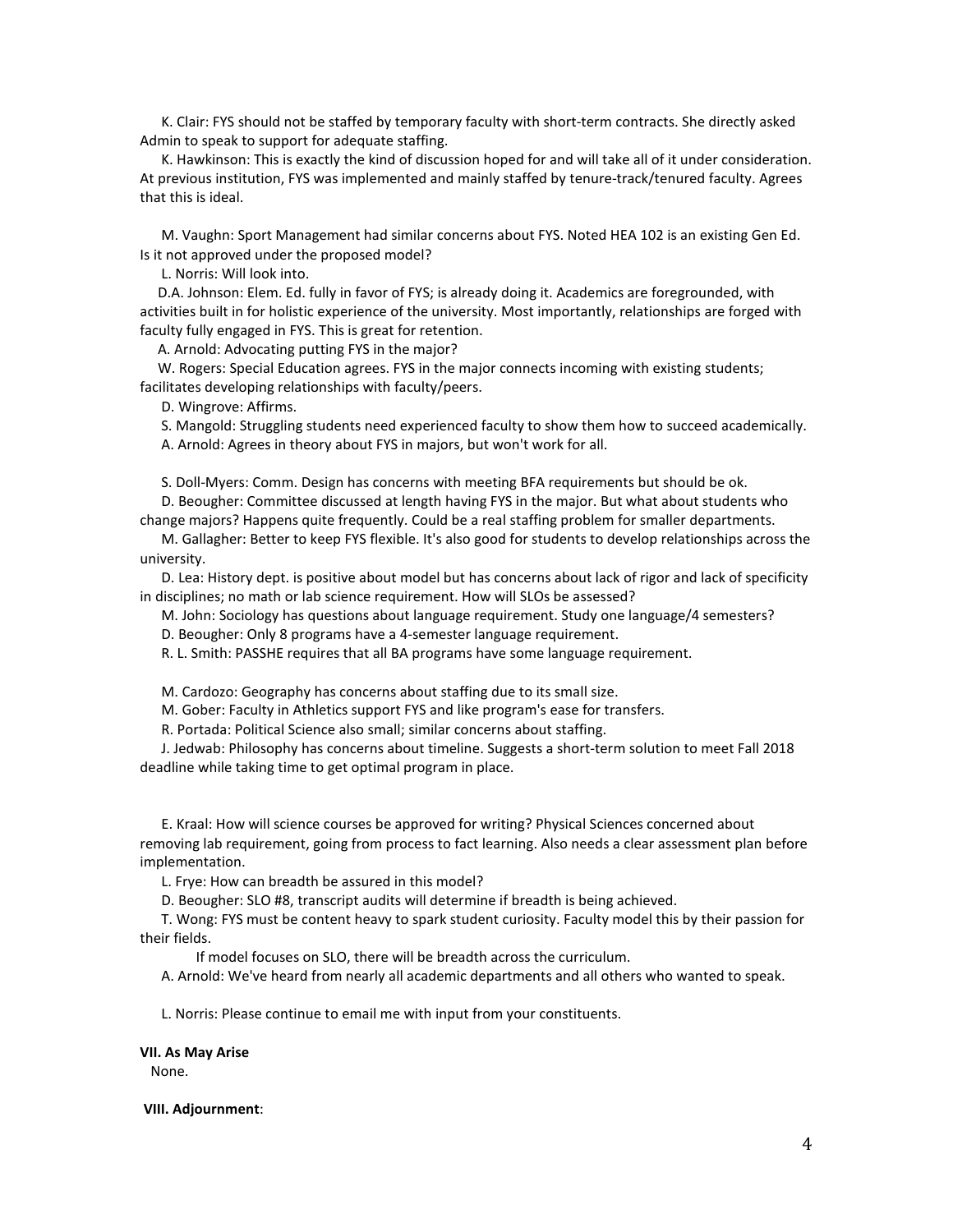K. Clair: FYS should not be staffed by temporary faculty with short-term contracts. She directly asked Admin to speak to support for adequate staffing.

K. Hawkinson: This is exactly the kind of discussion hoped for and will take all of it under consideration. At previous institution, FYS was implemented and mainly staffed by tenure-track/tenured faculty. Agrees that this is ideal.

M. Vaughn: Sport Management had similar concerns about FYS. Noted HEA 102 is an existing Gen Ed. Is it not approved under the proposed model?

L. Norris: Will look into.

D.A. Johnson: Elem. Ed. fully in favor of FYS; is already doing it. Academics are foregrounded, with activities built in for holistic experience of the university. Most importantly, relationships are forged with faculty fully engaged in FYS. This is great for retention.

A. Arnold: Advocating putting FYS in the major?

W. Rogers: Special Education agrees. FYS in the major connects incoming with existing students; facilitates developing relationships with faculty/peers.

D. Wingrove: Affirms.

S. Mangold: Struggling students need experienced faculty to show them how to succeed academically.

A. Arnold: Agrees in theory about FYS in majors, but won't work for all.

S. Doll-Myers: Comm. Design has concerns with meeting BFA requirements but should be ok.

D. Beougher: Committee discussed at length having FYS in the major. But what about students who change majors? Happens quite frequently. Could be a real staffing problem for smaller departments.

M. Gallagher: Better to keep FYS flexible. It's also good for students to develop relationships across the university.

D. Lea: History dept. is positive about model but has concerns about lack of rigor and lack of specificity in disciplines; no math or lab science requirement. How will SLOs be assessed?

M. John: Sociology has questions about language requirement. Study one language/4 semesters?

D. Beougher: Only 8 programs have a 4-semester language requirement.

R. L. Smith: PASSHE requires that all BA programs have some language requirement.

M. Cardozo: Geography has concerns about staffing due to its small size.

M. Gober: Faculty in Athletics support FYS and like program's ease for transfers.

R. Portada: Political Science also small; similar concerns about staffing.

J. Jedwab: Philosophy has concerns about timeline. Suggests a short-term solution to meet Fall 2018 deadline while taking time to get optimal program in place.

E. Kraal: How will science courses be approved for writing? Physical Sciences concerned about removing lab requirement, going from process to fact learning. Also needs a clear assessment plan before implementation.

L. Frye: How can breadth be assured in this model?

D. Beougher: SLO #8, transcript audits will determine if breadth is being achieved.

T. Wong: FYS must be content heavy to spark student curiosity. Faculty model this by their passion for their fields.

If model focuses on SLO, there will be breadth across the curriculum.

A. Arnold: We've heard from nearly all academic departments and all others who wanted to speak.

L. Norris: Please continue to email me with input from your constituents.

**VII. As May Arise**

None.

**VIII. Adjournment**: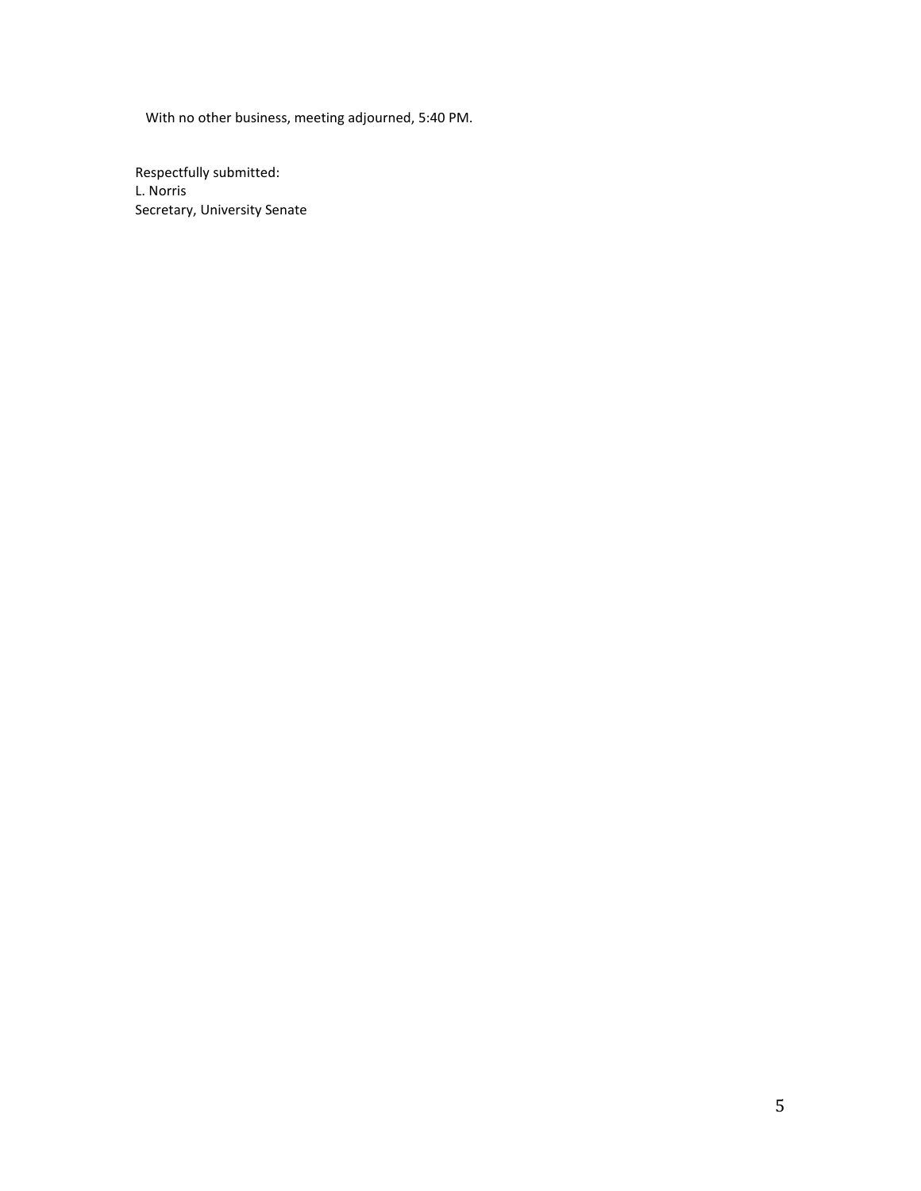With no other business, meeting adjourned, 5:40 PM.

Respectfully submitted:
L. Norris
Secretary, University Senate